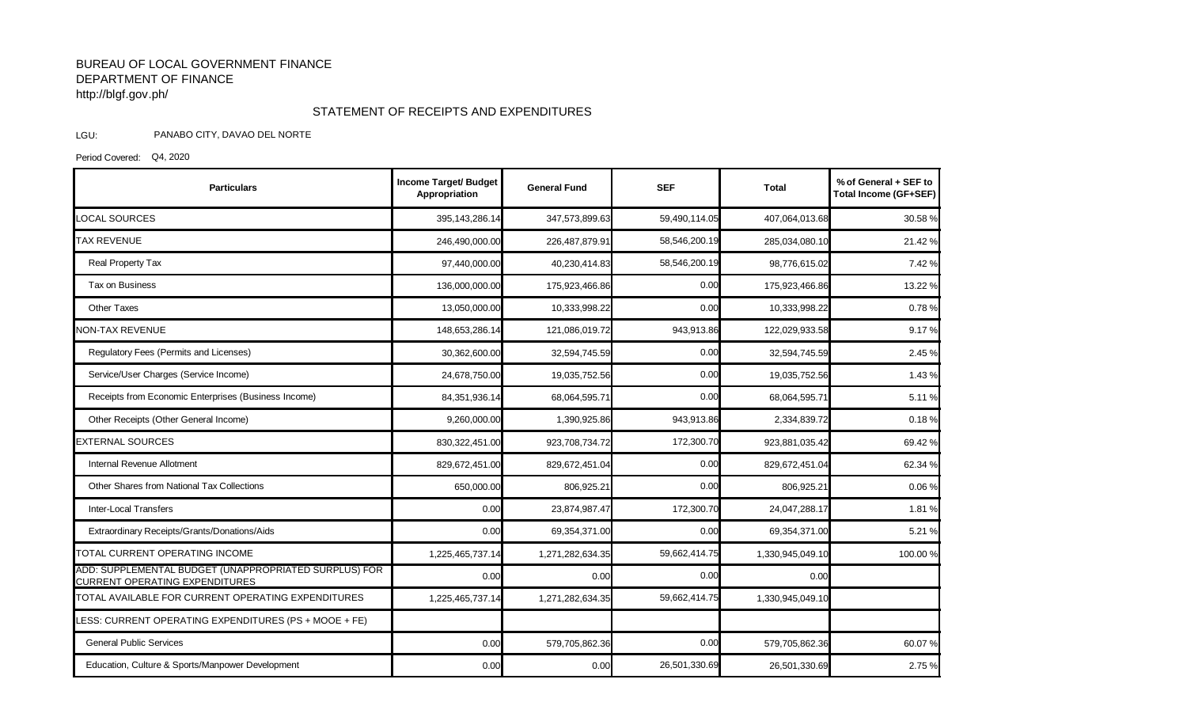BUREAU OF LOCAL GOVERNMENT FINANCE
DEPARTMENT OF FINANCE
http://blgf.gov.ph/

## STATEMENT OF RECEIPTS AND EXPENDITURES

LGU: PANABO CITY, DAVAO DEL NORTE

Period Covered: Q4, 2020

| Particulars | Income Target/ Budget Appropriation | General Fund | SEF | Total | % of General + SEF to Total Income (GF+SEF) |
|---|---|---|---|---|---|
| LOCAL SOURCES | 395,143,286.14 | 347,573,899.63 | 59,490,114.05 | 407,064,013.68 | 30.58 % |
| TAX REVENUE | 246,490,000.00 | 226,487,879.91 | 58,546,200.19 | 285,034,080.10 | 21.42 % |
| Real Property Tax | 97,440,000.00 | 40,230,414.83 | 58,546,200.19 | 98,776,615.02 | 7.42 % |
| Tax on Business | 136,000,000.00 | 175,923,466.86 | 0.00 | 175,923,466.86 | 13.22 % |
| Other Taxes | 13,050,000.00 | 10,333,998.22 | 0.00 | 10,333,998.22 | 0.78 % |
| NON-TAX REVENUE | 148,653,286.14 | 121,086,019.72 | 943,913.86 | 122,029,933.58 | 9.17 % |
| Regulatory Fees (Permits and Licenses) | 30,362,600.00 | 32,594,745.59 | 0.00 | 32,594,745.59 | 2.45 % |
| Service/User Charges (Service Income) | 24,678,750.00 | 19,035,752.56 | 0.00 | 19,035,752.56 | 1.43 % |
| Receipts from Economic Enterprises (Business Income) | 84,351,936.14 | 68,064,595.71 | 0.00 | 68,064,595.71 | 5.11 % |
| Other Receipts (Other General Income) | 9,260,000.00 | 1,390,925.86 | 943,913.86 | 2,334,839.72 | 0.18 % |
| EXTERNAL SOURCES | 830,322,451.00 | 923,708,734.72 | 172,300.70 | 923,881,035.42 | 69.42 % |
| Internal Revenue Allotment | 829,672,451.00 | 829,672,451.04 | 0.00 | 829,672,451.04 | 62.34 % |
| Other Shares from National Tax Collections | 650,000.00 | 806,925.21 | 0.00 | 806,925.21 | 0.06 % |
| Inter-Local Transfers | 0.00 | 23,874,987.47 | 172,300.70 | 24,047,288.17 | 1.81 % |
| Extraordinary Receipts/Grants/Donations/Aids | 0.00 | 69,354,371.00 | 0.00 | 69,354,371.00 | 5.21 % |
| TOTAL CURRENT OPERATING INCOME | 1,225,465,737.14 | 1,271,282,634.35 | 59,662,414.75 | 1,330,945,049.10 | 100.00 % |
| ADD: SUPPLEMENTAL BUDGET (UNAPPROPRIATED SURPLUS) FOR CURRENT OPERATING EXPENDITURES | 0.00 | 0.00 | 0.00 | 0.00 | |
| TOTAL AVAILABLE FOR CURRENT OPERATING EXPENDITURES | 1,225,465,737.14 | 1,271,282,634.35 | 59,662,414.75 | 1,330,945,049.10 | |
| LESS: CURRENT OPERATING EXPENDITURES (PS + MOOE + FE) | | | | | |
| General Public Services | 0.00 | 579,705,862.36 | 0.00 | 579,705,862.36 | 60.07 % |
| Education, Culture & Sports/Manpower Development | 0.00 | 0.00 | 26,501,330.69 | 26,501,330.69 | 2.75 % |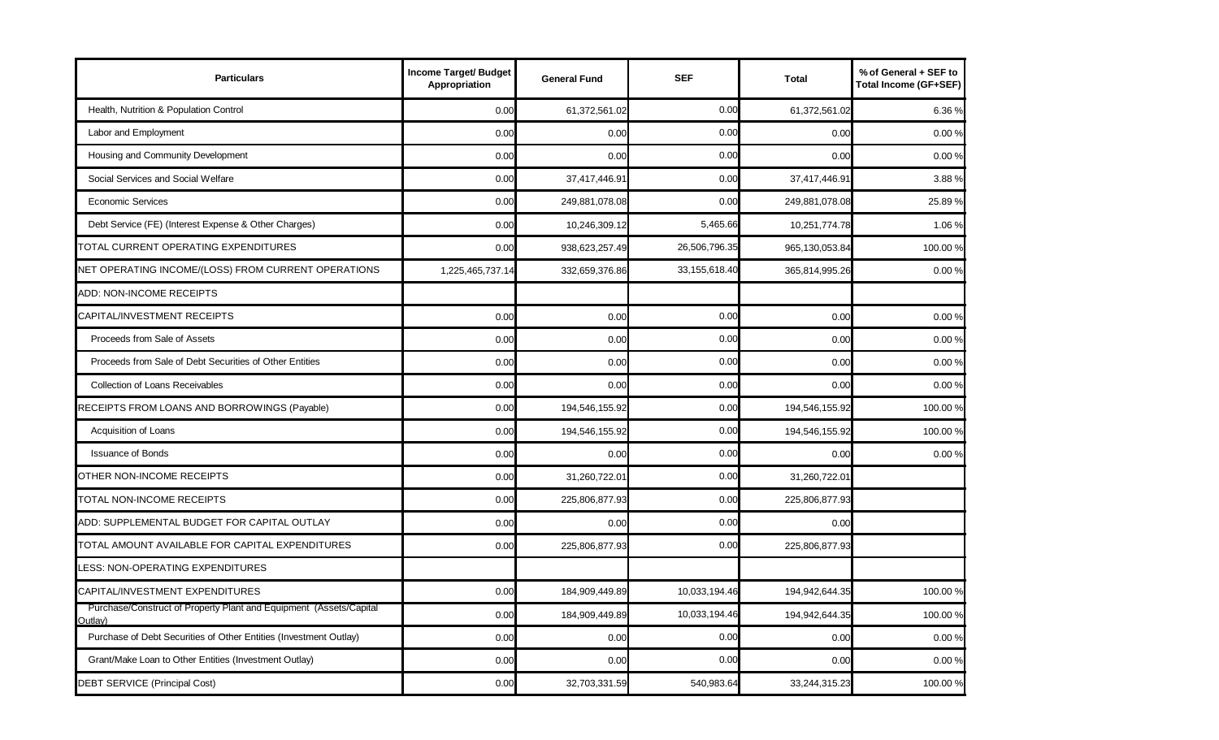| Particulars | Income Target/ Budget Appropriation | General Fund | SEF | Total | % of General + SEF to Total Income (GF+SEF) |
|---|---|---|---|---|---|
| Health, Nutrition & Population Control | 0.00 | 61,372,561.02 | 0.00 | 61,372,561.02 | 6.36 % |
| Labor and Employment | 0.00 | 0.00 | 0.00 | 0.00 | 0.00 % |
| Housing and Community Development | 0.00 | 0.00 | 0.00 | 0.00 | 0.00 % |
| Social Services and Social Welfare | 0.00 | 37,417,446.91 | 0.00 | 37,417,446.91 | 3.88 % |
| Economic Services | 0.00 | 249,881,078.08 | 0.00 | 249,881,078.08 | 25.89 % |
| Debt Service (FE) (Interest Expense & Other Charges) | 0.00 | 10,246,309.12 | 5,465.66 | 10,251,774.78 | 1.06 % |
| TOTAL CURRENT OPERATING EXPENDITURES | 0.00 | 938,623,257.49 | 26,506,796.35 | 965,130,053.84 | 100.00 % |
| NET OPERATING INCOME/(LOSS) FROM CURRENT OPERATIONS | 1,225,465,737.14 | 332,659,376.86 | 33,155,618.40 | 365,814,995.26 | 0.00 % |
| ADD: NON-INCOME RECEIPTS | | | | | |
| CAPITAL/INVESTMENT RECEIPTS | 0.00 | 0.00 | 0.00 | 0.00 | 0.00 % |
| Proceeds from Sale of Assets | 0.00 | 0.00 | 0.00 | 0.00 | 0.00 % |
| Proceeds from Sale of Debt Securities of Other Entities | 0.00 | 0.00 | 0.00 | 0.00 | 0.00 % |
| Collection of Loans Receivables | 0.00 | 0.00 | 0.00 | 0.00 | 0.00 % |
| RECEIPTS FROM LOANS AND BORROWINGS (Payable) | 0.00 | 194,546,155.92 | 0.00 | 194,546,155.92 | 100.00 % |
| Acquisition of Loans | 0.00 | 194,546,155.92 | 0.00 | 194,546,155.92 | 100.00 % |
| Issuance of Bonds | 0.00 | 0.00 | 0.00 | 0.00 | 0.00 % |
| OTHER NON-INCOME RECEIPTS | 0.00 | 31,260,722.01 | 0.00 | 31,260,722.01 | |
| TOTAL NON-INCOME RECEIPTS | 0.00 | 225,806,877.93 | 0.00 | 225,806,877.93 | |
| ADD: SUPPLEMENTAL BUDGET FOR CAPITAL OUTLAY | 0.00 | 0.00 | 0.00 | 0.00 | |
| TOTAL AMOUNT AVAILABLE FOR CAPITAL EXPENDITURES | 0.00 | 225,806,877.93 | 0.00 | 225,806,877.93 | |
| LESS: NON-OPERATING EXPENDITURES | | | | | |
| CAPITAL/INVESTMENT EXPENDITURES | 0.00 | 184,909,449.89 | 10,033,194.46 | 194,942,644.35 | 100.00 % |
| Purchase/Construct of Property Plant and Equipment (Assets/Capital Outlay) | 0.00 | 184,909,449.89 | 10,033,194.46 | 194,942,644.35 | 100.00 % |
| Purchase of Debt Securities of Other Entities (Investment Outlay) | 0.00 | 0.00 | 0.00 | 0.00 | 0.00 % |
| Grant/Make Loan to Other Entities (Investment Outlay) | 0.00 | 0.00 | 0.00 | 0.00 | 0.00 % |
| DEBT SERVICE (Principal Cost) | 0.00 | 32,703,331.59 | 540,983.64 | 33,244,315.23 | 100.00 % |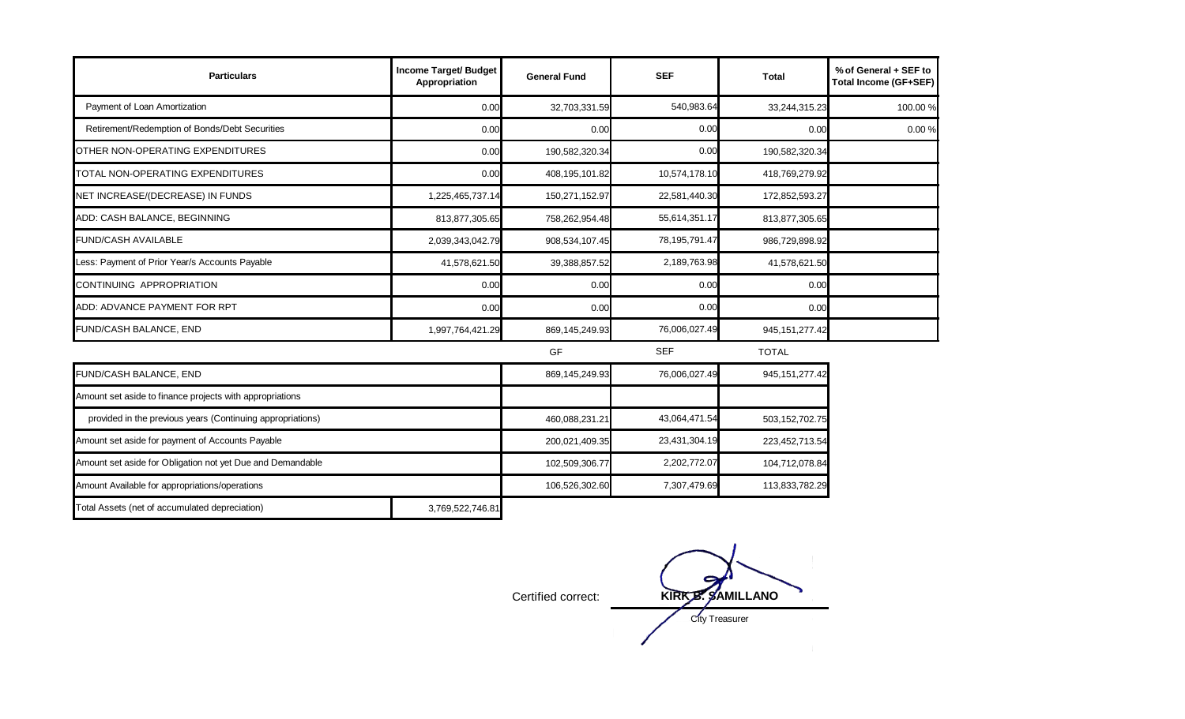| Particulars | Income Target/ Budget Appropriation | General Fund | SEF | Total | % of General + SEF to Total Income (GF+SEF) |
|---|---|---|---|---|---|
| Payment of Loan Amortization | 0.00 | 32,703,331.59 | 540,983.64 | 33,244,315.23 | 100.00 % |
| Retirement/Redemption of Bonds/Debt Securities | 0.00 | 0.00 | 0.00 | 0.00 | 0.00 % |
| OTHER NON-OPERATING EXPENDITURES | 0.00 | 190,582,320.34 | 0.00 | 190,582,320.34 | |
| TOTAL NON-OPERATING EXPENDITURES | 0.00 | 408,195,101.82 | 10,574,178.10 | 418,769,279.92 | |
| NET INCREASE/(DECREASE) IN FUNDS | 1,225,465,737.14 | 150,271,152.97 | 22,581,440.30 | 172,852,593.27 | |
| ADD: CASH BALANCE, BEGINNING | 813,877,305.65 | 758,262,954.48 | 55,614,351.17 | 813,877,305.65 | |
| FUND/CASH AVAILABLE | 2,039,343,042.79 | 908,534,107.45 | 78,195,791.47 | 986,729,898.92 | |
| Less: Payment of Prior Year/s Accounts Payable | 41,578,621.50 | 39,388,857.52 | 2,189,763.98 | 41,578,621.50 | |
| CONTINUING APPROPRIATION | 0.00 | 0.00 | 0.00 | 0.00 | |
| ADD: ADVANCE PAYMENT FOR RPT | 0.00 | 0.00 | 0.00 | 0.00 | |
| FUND/CASH BALANCE, END | 1,997,764,421.29 | 869,145,249.93 | 76,006,027.49 | 945,151,277.42 | |

| | | GF | SEF | TOTAL |
|---|---|---|---|---|
| FUND/CASH BALANCE, END | | 869,145,249.93 | 76,006,027.49 | 945,151,277.42 |
| Amount set aside to finance projects with appropriations | | | | |
| provided in the previous years (Continuing appropriations) | | 460,088,231.21 | 43,064,471.54 | 503,152,702.75 |
| Amount set aside for payment of Accounts Payable | | 200,021,409.35 | 23,431,304.19 | 223,452,713.54 |
| Amount set aside for Obligation not yet Due and Demandable | | 102,509,306.77 | 2,202,772.07 | 104,712,078.84 |
| Amount Available for appropriations/operations | | 106,526,302.60 | 7,307,479.69 | 113,833,782.29 |
| Total Assets (net of accumulated depreciation) | 3,769,522,746.81 | | | |

Certified correct:

**KIRK B. SAMILLANO**
City Treasurer